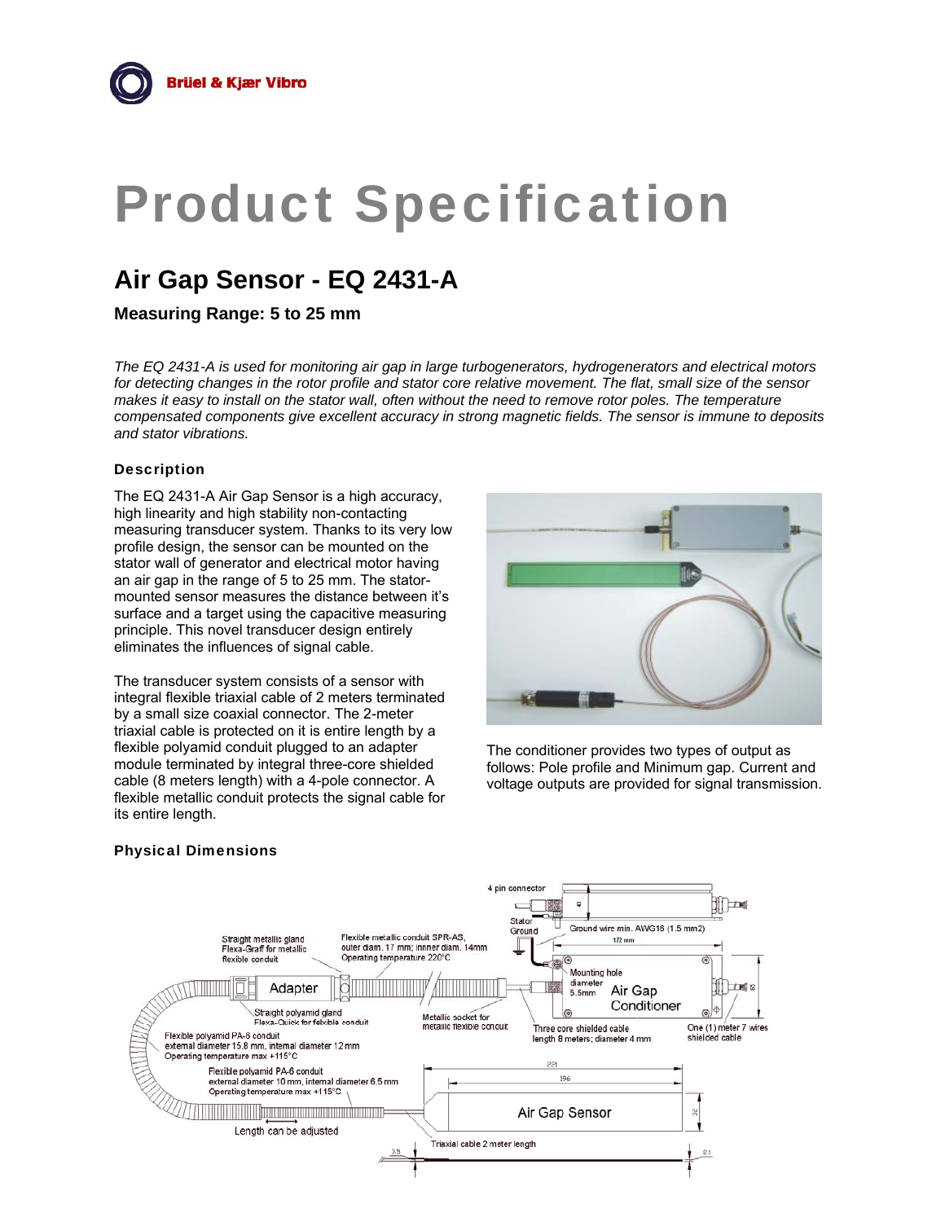# Product Specification

## Air Gap Sensor - EQ 2431-A

### Measuring Range: 5 to 25 mm

*The EQ 2431-A is used for monitoring air gap in large turbogenerators, hydrogenerators and electrical motors for detecting changes in the rotor profile and stator core relative movement. The flat, small size of the sensor makes it easy to install on the stator wall, often without the need to remove rotor poles. The temperature compensated components give excellent accuracy in strong magnetic fields. The sensor is immune to deposits and stator vibrations.*

#### Description

The EQ 2431-A Air Gap Sensor is a high accuracy, high linearity and high stability non-contacting measuring transducer system. Thanks to its very low profile design, the sensor can be mounted on the stator wall of generator and electrical motor having an air gap in the range of 5 to 25 mm. The stator-mounted sensor measures the distance between it's surface and a target using the capacitive measuring principle. This novel transducer design entirely eliminates the influences of signal cable.

The transducer system consists of a sensor with integral flexible triaxial cable of 2 meters terminated by a small size coaxial connector. The 2-meter triaxial cable is protected on it is entire length by a flexible polyamid conduit plugged to an adapter module terminated by integral three-core shielded cable (8 meters length) with a 4-pole connector. A flexible metallic conduit protects the signal cable for its entire length.

The conditioner provides two types of output as follows: Pole profile and Minimum gap. Current and voltage outputs are provided for signal transmission.

#### Physical Dimensions

4 pin connector

Stator Ground

Ground wire min. AWG16 (1.5 mm2)

172 mm

Straight metallic gland Flexa-Graff for metallic flexible conduit

Flexible metallic conduit SPR-AS, outer diam. 17 mm; innner diam. 14mm Operating temperature 220°C

Mounting hole diameter 5.5mm

Adapter

Air Gap Conditioner

Straight polyamid gland Flexa-Quick for felxible conduit

Metallic socket for metallic flexible conduit

Three core shielded cable length 8 meters; diameter 4 mm

One (1) meter 7 wires shielded cable

Flexible polyamid PA-6 conduit external diameter 15.8 mm, internal diameter 12 mm Operating temperature max +115°C

Flexible polyamid PA-6 conduit external diameter 10 mm, internal diameter 6,5 mm Operating temperature max +115°C

221

196

Air Gap Sensor

32

Length can be adjusted

Triaxial cable 2 meter length

3.5

2.1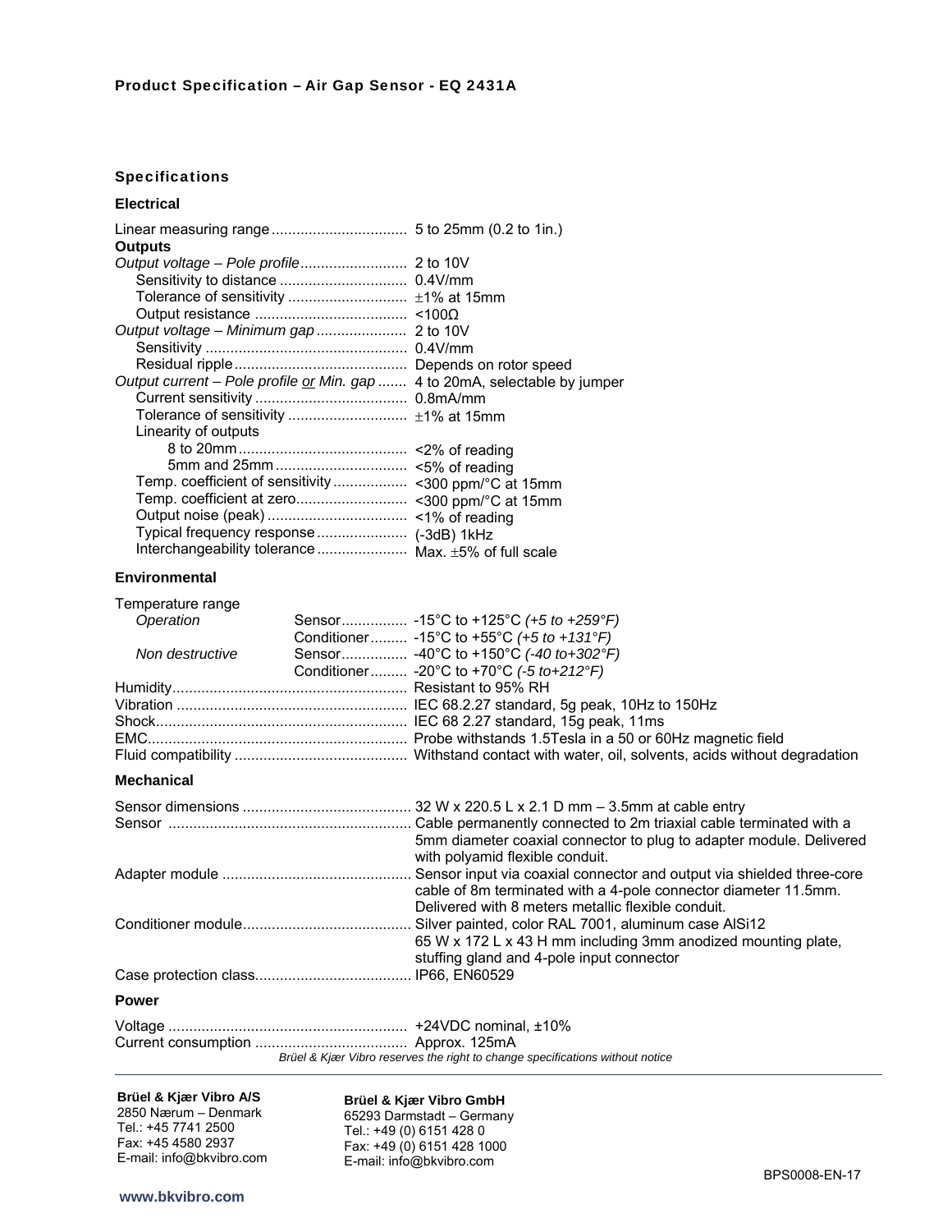**Product Specification – Air Gap Sensor - EQ 2431A**

## Specifications

### Electrical

| | |
|---|---|
| Linear measuring range | 5 to 25mm (0.2 to 1in.) |
| **Outputs** | |
| *Output voltage – Pole profile* | 2 to 10V |
| Sensitivity to distance | 0.4V/mm |
| Tolerance of sensitivity | ±1% at 15mm |
| Output resistance | <100Ω |
| *Output voltage – Minimum gap* | 2 to 10V |
| Sensitivity | 0.4V/mm |
| Residual ripple | Depends on rotor speed |
| *Output current – Pole profile or Min. gap* | 4 to 20mA, selectable by jumper |
| Current sensitivity | 0.8mA/mm |
| Tolerance of sensitivity | ±1% at 15mm |
| Linearity of outputs | |
| 8 to 20mm | <2% of reading |
| 5mm and 25mm | <5% of reading |
| Temp. coefficient of sensitivity | <300 ppm/°C at 15mm |
| Temp. coefficient at zero | <300 ppm/°C at 15mm |
| Output noise (peak) | <1% of reading |
| Typical frequency response | (-3dB) 1kHz |
| Interchangeability tolerance | Max. ±5% of full scale |

### Environmental

| | | |
|---|---|---|
| Temperature range | | |
| *Operation* | Sensor | -15°C to +125°C *(+5 to +259°F)* |
| | Conditioner | -15°C to +55°C *(+5 to +131°F)* |
| *Non destructive* | Sensor | -40°C to +150°C *(-40 to+302°F)* |
| | Conditioner | -20°C to +70°C *(-5 to+212°F)* |
| Humidity | | Resistant to 95% RH |
| Vibration | | IEC 68.2.27 standard, 5g peak, 10Hz to 150Hz |
| Shock | | IEC 68 2.27 standard, 15g peak, 11ms |
| EMC | | Probe withstands 1.5Tesla in a 50 or 60Hz magnetic field |
| Fluid compatibility | | Withstand contact with water, oil, solvents, acids without degradation |

### Mechanical

| | |
|---|---|
| Sensor dimensions | 32 W x 220.5 L x 2.1 D mm – 3.5mm at cable entry |
| Sensor | Cable permanently connected to 2m triaxial cable terminated with a 5mm diameter coaxial connector to plug to adapter module. Delivered with polyamid flexible conduit. |
| Adapter module | Sensor input via coaxial connector and output via shielded three-core cable of 8m terminated with a 4-pole connector diameter 11.5mm. Delivered with 8 meters metallic flexible conduit. |
| Conditioner module | Silver painted, color RAL 7001, aluminum case AlSi12 65 W x 172 L x 43 H mm including 3mm anodized mounting plate, stuffing gland and 4-pole input connector |
| Case protection class | IP66, EN60529 |

### Power

| | |
|---|---|
| Voltage | +24VDC nominal, ±10% |
| Current consumption | Approx. 125mA |

*Brüel & Kjær Vibro reserves the right to change specifications without notice*

**Brüel & Kjær Vibro A/S**
2850 Nærum – Denmark
Tel.: +45 7741 2500
Fax: +45 4580 2937
E-mail: info@bkvibro.com

**Brüel & Kjær Vibro GmbH**
65293 Darmstadt – Germany
Tel.: +49 (0) 6151 428 0
Fax: +49 (0) 6151 428 1000
E-mail: info@bkvibro.com

BPS0008-EN-17

**www.bkvibro.com**